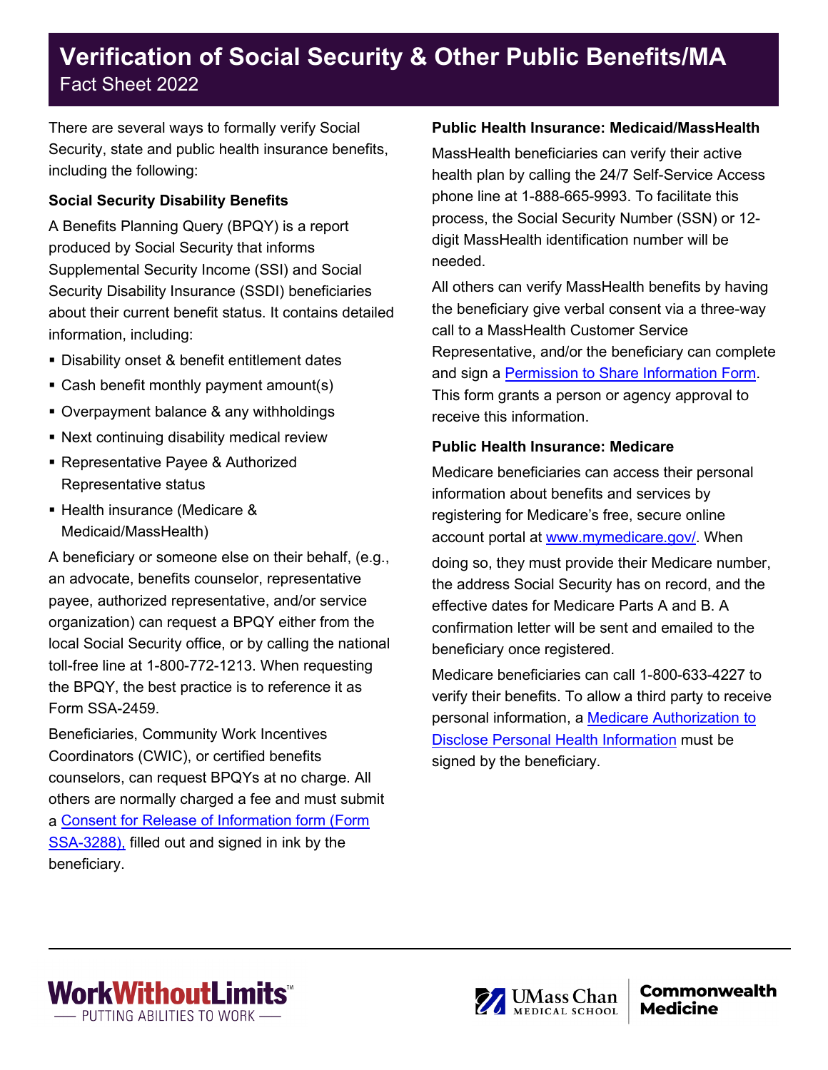# Verification of Social Security & Other Public Benefits/MA

Fact Sheet 2022

There are several ways to formally verify Social Security, state and public health insurance benefits, including the following:

**Social Security Disability Benefits**

A Benefits Planning Query (BPQY) is a report produced by Social Security that informs Supplemental Security Income (SSI) and Social Security Disability Insurance (SSDI) beneficiaries about their current benefit status. It contains detailed information, including:

- Disability onset & benefit entitlement dates
- Cash benefit monthly payment amount(s)
- Overpayment balance & any withholdings
- Next continuing disability medical review
- Representative Payee & Authorized Representative status
- Health insurance (Medicare & Medicaid/MassHealth)

A beneficiary or someone else on their behalf, (e.g., an advocate, benefits counselor, representative payee, authorized representative, and/or service organization) can request a BPQY either from the local Social Security office, or by calling the national toll-free line at 1-800-772-1213. When requesting the BPQY, the best practice is to reference it as Form SSA-2459.

Beneficiaries, Community Work Incentives Coordinators (CWIC), or certified benefits counselors, can request BPQYs at no charge. All others are normally charged a fee and must submit a Consent for Release of Information form (Form SSA-3288), filled out and signed in ink by the beneficiary.

**Public Health Insurance: Medicaid/MassHealth**

MassHealth beneficiaries can verify their active health plan by calling the 24/7 Self-Service Access phone line at 1-888-665-9993. To facilitate this process, the Social Security Number (SSN) or 12-digit MassHealth identification number will be needed.

All others can verify MassHealth benefits by having the beneficiary give verbal consent via a three-way call to a MassHealth Customer Service Representative, and/or the beneficiary can complete and sign a Permission to Share Information Form. This form grants a person or agency approval to receive this information.

**Public Health Insurance: Medicare**

Medicare beneficiaries can access their personal information about benefits and services by registering for Medicare's free, secure online account portal at www.mymedicare.gov/. When doing so, they must provide their Medicare number, the address Social Security has on record, and the effective dates for Medicare Parts A and B. A confirmation letter will be sent and emailed to the beneficiary once registered.

Medicare beneficiaries can call 1-800-633-4227 to verify their benefits. To allow a third party to receive personal information, a Medicare Authorization to Disclose Personal Health Information must be signed by the beneficiary.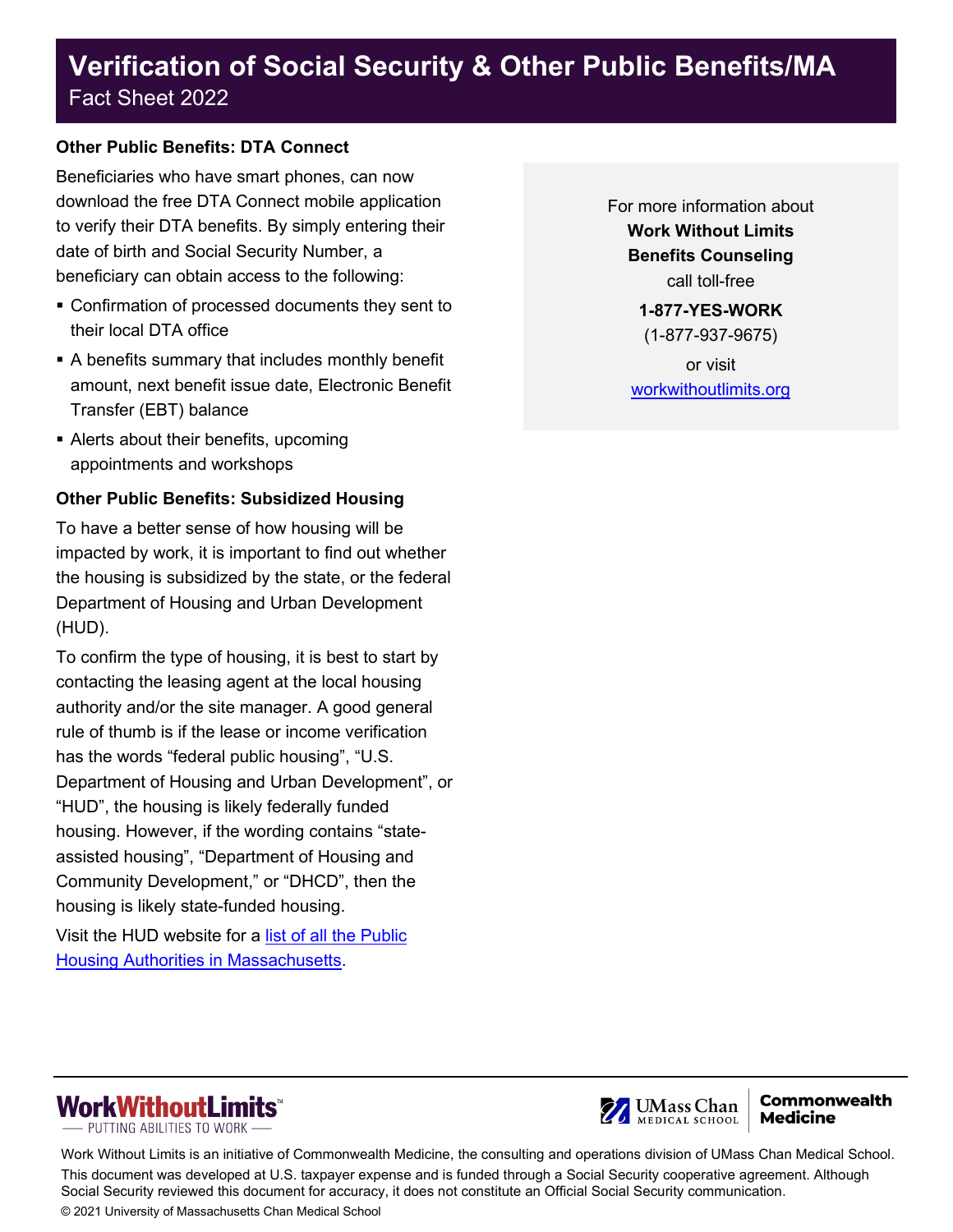# Verification of Social Security & Other Public Benefits/MA

Fact Sheet 2022

**Other Public Benefits: DTA Connect**

Beneficiaries who have smart phones, can now download the free DTA Connect mobile application to verify their DTA benefits. By simply entering their date of birth and Social Security Number, a beneficiary can obtain access to the following:

- Confirmation of processed documents they sent to their local DTA office
- A benefits summary that includes monthly benefit amount, next benefit issue date, Electronic Benefit Transfer (EBT) balance
- Alerts about their benefits, upcoming appointments and workshops

**Other Public Benefits: Subsidized Housing**

To have a better sense of how housing will be impacted by work, it is important to find out whether the housing is subsidized by the state, or the federal Department of Housing and Urban Development (HUD).

To confirm the type of housing, it is best to start by contacting the leasing agent at the local housing authority and/or the site manager. A good general rule of thumb is if the lease or income verification has the words "federal public housing", "U.S. Department of Housing and Urban Development", or "HUD", the housing is likely federally funded housing. However, if the wording contains "state-assisted housing", "Department of Housing and Community Development," or "DHCD", then the housing is likely state-funded housing.

Visit the HUD website for a list of all the Public Housing Authorities in Massachusetts.

For more information about
**Work Without Limits Benefits Counseling**
call toll-free
**1-877-YES-WORK**
(1-877-937-9675)
or visit
workwithoutlimits.org

WorkWithoutLimits™ — PUTTING ABILITIES TO WORK

UMass Chan Medical School | Commonwealth Medicine

Work Without Limits is an initiative of Commonwealth Medicine, the consulting and operations division of UMass Chan Medical School. This document was developed at U.S. taxpayer expense and is funded through a Social Security cooperative agreement. Although Social Security reviewed this document for accuracy, it does not constitute an Official Social Security communication.

© 2021 University of Massachusetts Chan Medical School